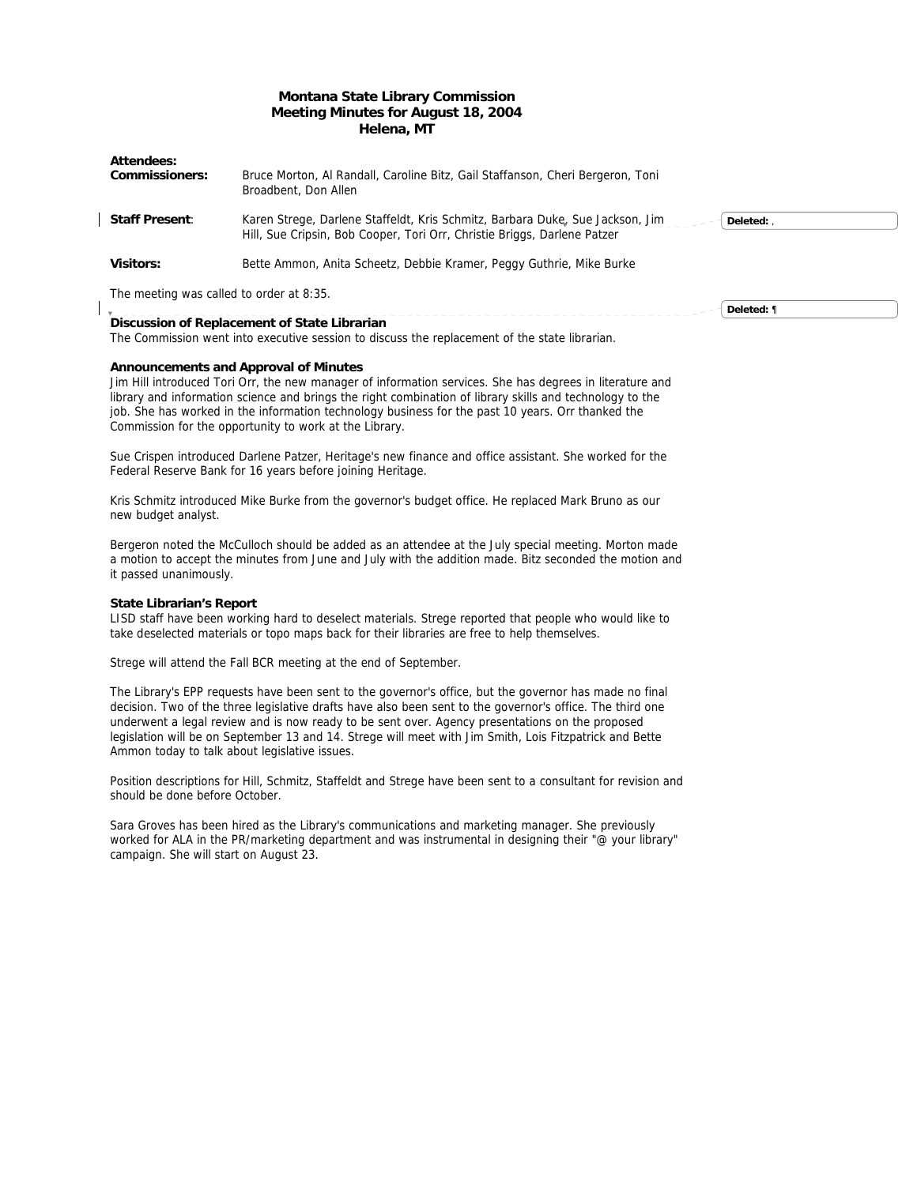# Montana State Library Commission
## Meeting Minutes for August 18, 2004
## Helena, MT

**Attendees:**

| | |
|---|---|
| **Commissioners:** | Bruce Morton, Al Randall, Caroline Bitz, Gail Staffanson, Cheri Bergeron, Toni Broadbent, Don Allen |
| **Staff Present:** | Karen Strege, Darlene Staffeldt, Kris Schmitz, Barbara Duke, Sue Jackson, Jim Hill, Sue Cripsin, Bob Cooper, Tori Orr, Christie Briggs, Darlene Patzer |
| **Visitors:** | Bette Ammon, Anita Scheetz, Debbie Kramer, Peggy Guthrie, Mike Burke |

Deleted: ,

The meeting was called to order at 8:35.

Deleted: ¶

**Discussion of Replacement of State Librarian**

The Commission went into executive session to discuss the replacement of the state librarian.

**Announcements and Approval of Minutes**

Jim Hill introduced Tori Orr, the new manager of information services. She has degrees in literature and library and information science and brings the right combination of library skills and technology to the job. She has worked in the information technology business for the past 10 years. Orr thanked the Commission for the opportunity to work at the Library.

Sue Crispen introduced Darlene Patzer, Heritage's new finance and office assistant. She worked for the Federal Reserve Bank for 16 years before joining Heritage.

Kris Schmitz introduced Mike Burke from the governor's budget office. He replaced Mark Bruno as our new budget analyst.

Bergeron noted the McCulloch should be added as an attendee at the July special meeting. Morton made a motion to accept the minutes from June and July with the addition made. Bitz seconded the motion and it passed unanimously.

**State Librarian's Report**

LISD staff have been working hard to deselect materials. Strege reported that people who would like to take deselected materials or topo maps back for their libraries are free to help themselves.

Strege will attend the Fall BCR meeting at the end of September.

The Library's EPP requests have been sent to the governor's office, but the governor has made no final decision. Two of the three legislative drafts have also been sent to the governor's office. The third one underwent a legal review and is now ready to be sent over. Agency presentations on the proposed legislation will be on September 13 and 14. Strege will meet with Jim Smith, Lois Fitzpatrick and Bette Ammon today to talk about legislative issues.

Position descriptions for Hill, Schmitz, Staffeldt and Strege have been sent to a consultant for revision and should be done before October.

Sara Groves has been hired as the Library's communications and marketing manager. She previously worked for ALA in the PR/marketing department and was instrumental in designing their "@ your library" campaign. She will start on August 23.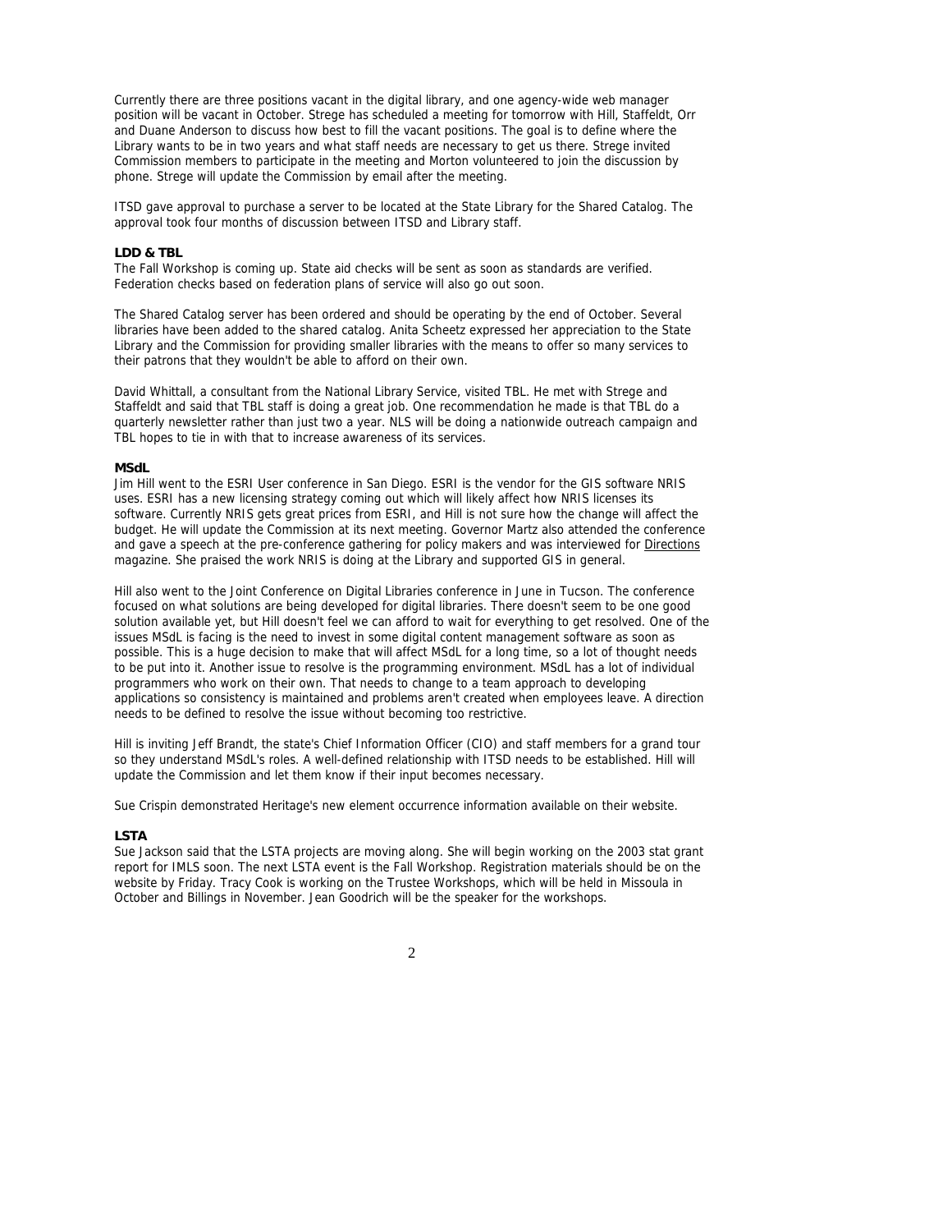Currently there are three positions vacant in the digital library, and one agency-wide web manager position will be vacant in October. Strege has scheduled a meeting for tomorrow with Hill, Staffeldt, Orr and Duane Anderson to discuss how best to fill the vacant positions. The goal is to define where the Library wants to be in two years and what staff needs are necessary to get us there. Strege invited Commission members to participate in the meeting and Morton volunteered to join the discussion by phone. Strege will update the Commission by email after the meeting.

ITSD gave approval to purchase a server to be located at the State Library for the Shared Catalog. The approval took four months of discussion between ITSD and Library staff.

**LDD & TBL**
The Fall Workshop is coming up. State aid checks will be sent as soon as standards are verified. Federation checks based on federation plans of service will also go out soon.

The Shared Catalog server has been ordered and should be operating by the end of October. Several libraries have been added to the shared catalog. Anita Scheetz expressed her appreciation to the State Library and the Commission for providing smaller libraries with the means to offer so many services to their patrons that they wouldn't be able to afford on their own.

David Whittall, a consultant from the National Library Service, visited TBL. He met with Strege and Staffeldt and said that TBL staff is doing a great job. One recommendation he made is that TBL do a quarterly newsletter rather than just two a year. NLS will be doing a nationwide outreach campaign and TBL hopes to tie in with that to increase awareness of its services.

**MSdL**
Jim Hill went to the ESRI User conference in San Diego. ESRI is the vendor for the GIS software NRIS uses. ESRI has a new licensing strategy coming out which will likely affect how NRIS licenses its software. Currently NRIS gets great prices from ESRI, and Hill is not sure how the change will affect the budget. He will update the Commission at its next meeting. Governor Martz also attended the conference and gave a speech at the pre-conference gathering for policy makers and was interviewed for Directions magazine. She praised the work NRIS is doing at the Library and supported GIS in general.

Hill also went to the Joint Conference on Digital Libraries conference in June in Tucson. The conference focused on what solutions are being developed for digital libraries. There doesn't seem to be one good solution available yet, but Hill doesn't feel we can afford to wait for everything to get resolved. One of the issues MSdL is facing is the need to invest in some digital content management software as soon as possible. This is a huge decision to make that will affect MSdL for a long time, so a lot of thought needs to be put into it. Another issue to resolve is the programming environment. MSdL has a lot of individual programmers who work on their own. That needs to change to a team approach to developing applications so consistency is maintained and problems aren't created when employees leave. A direction needs to be defined to resolve the issue without becoming too restrictive.

Hill is inviting Jeff Brandt, the state's Chief Information Officer (CIO) and staff members for a grand tour so they understand MSdL's roles. A well-defined relationship with ITSD needs to be established. Hill will update the Commission and let them know if their input becomes necessary.

Sue Crispin demonstrated Heritage's new element occurrence information available on their website.

**LSTA**
Sue Jackson said that the LSTA projects are moving along. She will begin working on the 2003 stat grant report for IMLS soon. The next LSTA event is the Fall Workshop. Registration materials should be on the website by Friday. Tracy Cook is working on the Trustee Workshops, which will be held in Missoula in October and Billings in November. Jean Goodrich will be the speaker for the workshops.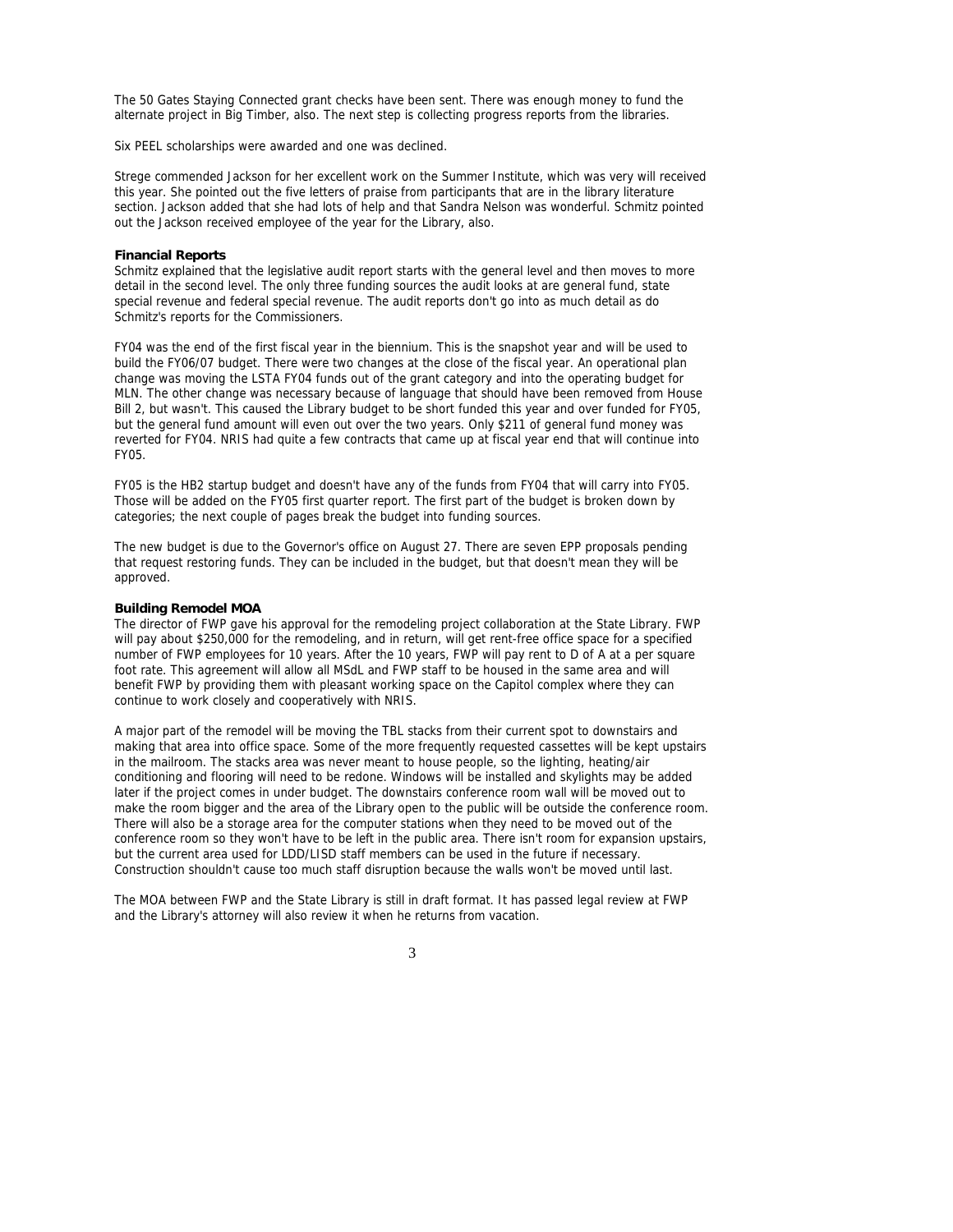The 50 Gates Staying Connected grant checks have been sent. There was enough money to fund the alternate project in Big Timber, also. The next step is collecting progress reports from the libraries.

Six PEEL scholarships were awarded and one was declined.

Strege commended Jackson for her excellent work on the Summer Institute, which was very will received this year. She pointed out the five letters of praise from participants that are in the library literature section. Jackson added that she had lots of help and that Sandra Nelson was wonderful. Schmitz pointed out the Jackson received employee of the year for the Library, also.

**Financial Reports**

Schmitz explained that the legislative audit report starts with the general level and then moves to more detail in the second level. The only three funding sources the audit looks at are general fund, state special revenue and federal special revenue. The audit reports don't go into as much detail as do Schmitz's reports for the Commissioners.

FY04 was the end of the first fiscal year in the biennium. This is the snapshot year and will be used to build the FY06/07 budget. There were two changes at the close of the fiscal year. An operational plan change was moving the LSTA FY04 funds out of the grant category and into the operating budget for MLN. The other change was necessary because of language that should have been removed from House Bill 2, but wasn't. This caused the Library budget to be short funded this year and over funded for FY05, but the general fund amount will even out over the two years. Only $211 of general fund money was reverted for FY04. NRIS had quite a few contracts that came up at fiscal year end that will continue into FY05.

FY05 is the HB2 startup budget and doesn't have any of the funds from FY04 that will carry into FY05. Those will be added on the FY05 first quarter report. The first part of the budget is broken down by categories; the next couple of pages break the budget into funding sources.

The new budget is due to the Governor's office on August 27. There are seven EPP proposals pending that request restoring funds. They can be included in the budget, but that doesn't mean they will be approved.

**Building Remodel MOA**

The director of FWP gave his approval for the remodeling project collaboration at the State Library. FWP will pay about $250,000 for the remodeling, and in return, will get rent-free office space for a specified number of FWP employees for 10 years. After the 10 years, FWP will pay rent to D of A at a per square foot rate. This agreement will allow all MSdL and FWP staff to be housed in the same area and will benefit FWP by providing them with pleasant working space on the Capitol complex where they can continue to work closely and cooperatively with NRIS.

A major part of the remodel will be moving the TBL stacks from their current spot to downstairs and making that area into office space. Some of the more frequently requested cassettes will be kept upstairs in the mailroom. The stacks area was never meant to house people, so the lighting, heating/air conditioning and flooring will need to be redone. Windows will be installed and skylights may be added later if the project comes in under budget. The downstairs conference room wall will be moved out to make the room bigger and the area of the Library open to the public will be outside the conference room. There will also be a storage area for the computer stations when they need to be moved out of the conference room so they won't have to be left in the public area. There isn't room for expansion upstairs, but the current area used for LDD/LISD staff members can be used in the future if necessary. Construction shouldn't cause too much staff disruption because the walls won't be moved until last.

The MOA between FWP and the State Library is still in draft format. It has passed legal review at FWP and the Library's attorney will also review it when he returns from vacation.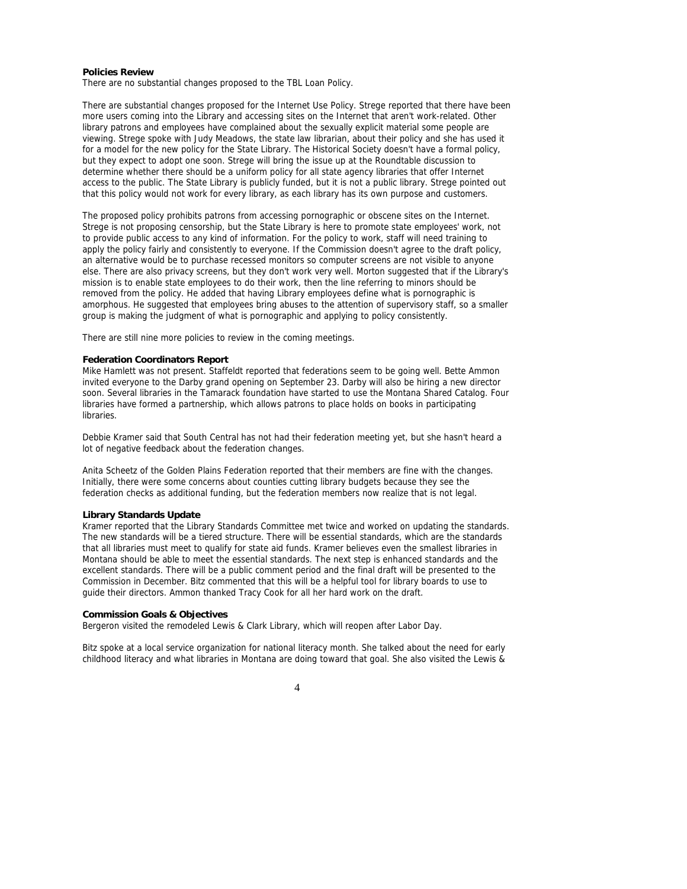### Policies Review

There are no substantial changes proposed to the TBL Loan Policy.

There are substantial changes proposed for the Internet Use Policy. Strege reported that there have been more users coming into the Library and accessing sites on the Internet that aren't work-related. Other library patrons and employees have complained about the sexually explicit material some people are viewing. Strege spoke with Judy Meadows, the state law librarian, about their policy and she has used it for a model for the new policy for the State Library. The Historical Society doesn't have a formal policy, but they expect to adopt one soon. Strege will bring the issue up at the Roundtable discussion to determine whether there should be a uniform policy for all state agency libraries that offer Internet access to the public. The State Library is publicly funded, but it is not a public library. Strege pointed out that this policy would not work for every library, as each library has its own purpose and customers.

The proposed policy prohibits patrons from accessing pornographic or obscene sites on the Internet. Strege is not proposing censorship, but the State Library is here to promote state employees' work, not to provide public access to any kind of information. For the policy to work, staff will need training to apply the policy fairly and consistently to everyone. If the Commission doesn't agree to the draft policy, an alternative would be to purchase recessed monitors so computer screens are not visible to anyone else. There are also privacy screens, but they don't work very well. Morton suggested that if the Library's mission is to enable state employees to do their work, then the line referring to minors should be removed from the policy. He added that having Library employees define what is pornographic is amorphous. He suggested that employees bring abuses to the attention of supervisory staff, so a smaller group is making the judgment of what is pornographic and applying to policy consistently.

There are still nine more policies to review in the coming meetings.

### Federation Coordinators Report

Mike Hamlett was not present. Staffeldt reported that federations seem to be going well. Bette Ammon invited everyone to the Darby grand opening on September 23. Darby will also be hiring a new director soon. Several libraries in the Tamarack foundation have started to use the Montana Shared Catalog. Four libraries have formed a partnership, which allows patrons to place holds on books in participating libraries.

Debbie Kramer said that South Central has not had their federation meeting yet, but she hasn't heard a lot of negative feedback about the federation changes.

Anita Scheetz of the Golden Plains Federation reported that their members are fine with the changes. Initially, there were some concerns about counties cutting library budgets because they see the federation checks as additional funding, but the federation members now realize that is not legal.

### Library Standards Update

Kramer reported that the Library Standards Committee met twice and worked on updating the standards. The new standards will be a tiered structure. There will be essential standards, which are the standards that all libraries must meet to qualify for state aid funds. Kramer believes even the smallest libraries in Montana should be able to meet the essential standards. The next step is enhanced standards and the excellent standards. There will be a public comment period and the final draft will be presented to the Commission in December. Bitz commented that this will be a helpful tool for library boards to use to guide their directors. Ammon thanked Tracy Cook for all her hard work on the draft.

### Commission Goals & Objectives

Bergeron visited the remodeled Lewis & Clark Library, which will reopen after Labor Day.

Bitz spoke at a local service organization for national literacy month. She talked about the need for early childhood literacy and what libraries in Montana are doing toward that goal. She also visited the Lewis &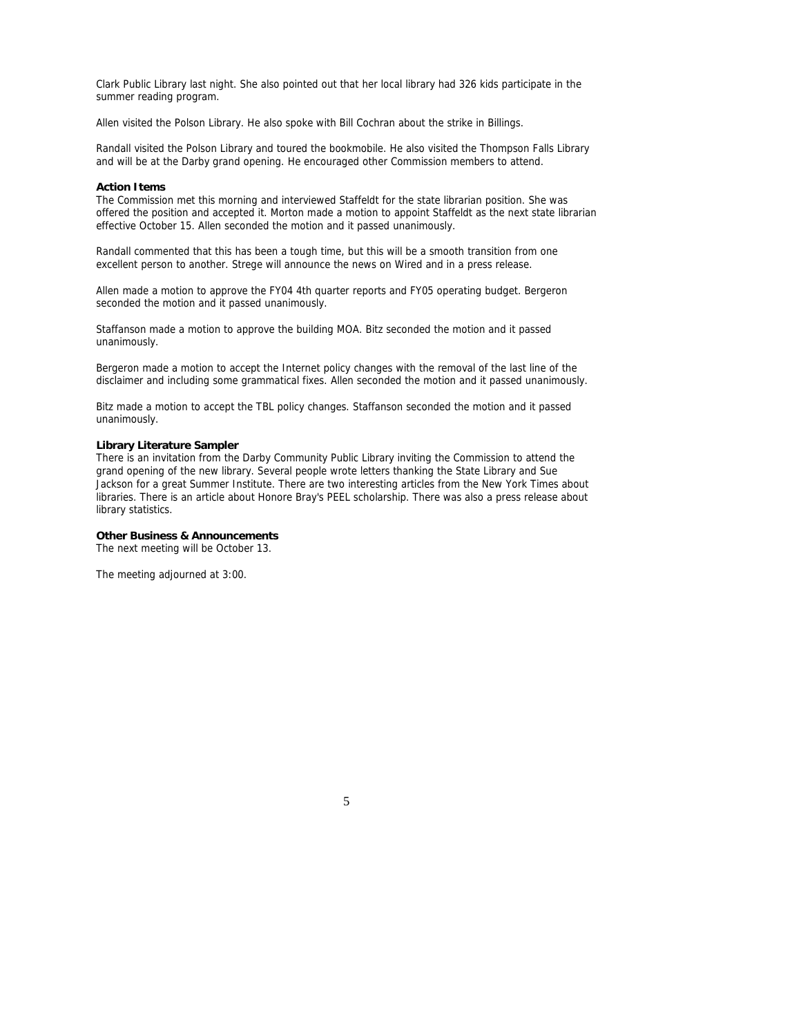Clark Public Library last night. She also pointed out that her local library had 326 kids participate in the summer reading program.

Allen visited the Polson Library. He also spoke with Bill Cochran about the strike in Billings.

Randall visited the Polson Library and toured the bookmobile. He also visited the Thompson Falls Library and will be at the Darby grand opening. He encouraged other Commission members to attend.

**Action Items**

The Commission met this morning and interviewed Staffeldt for the state librarian position. She was offered the position and accepted it. Morton made a motion to appoint Staffeldt as the next state librarian effective October 15. Allen seconded the motion and it passed unanimously.

Randall commented that this has been a tough time, but this will be a smooth transition from one excellent person to another. Strege will announce the news on Wired and in a press release.

Allen made a motion to approve the FY04 4th quarter reports and FY05 operating budget. Bergeron seconded the motion and it passed unanimously.

Staffanson made a motion to approve the building MOA. Bitz seconded the motion and it passed unanimously.

Bergeron made a motion to accept the Internet policy changes with the removal of the last line of the disclaimer and including some grammatical fixes. Allen seconded the motion and it passed unanimously.

Bitz made a motion to accept the TBL policy changes. Staffanson seconded the motion and it passed unanimously.

**Library Literature Sampler**

There is an invitation from the Darby Community Public Library inviting the Commission to attend the grand opening of the new library. Several people wrote letters thanking the State Library and Sue Jackson for a great Summer Institute. There are two interesting articles from the New York Times about libraries. There is an article about Honore Bray's PEEL scholarship. There was also a press release about library statistics.

**Other Business & Announcements**

The next meeting will be October 13.

The meeting adjourned at 3:00.